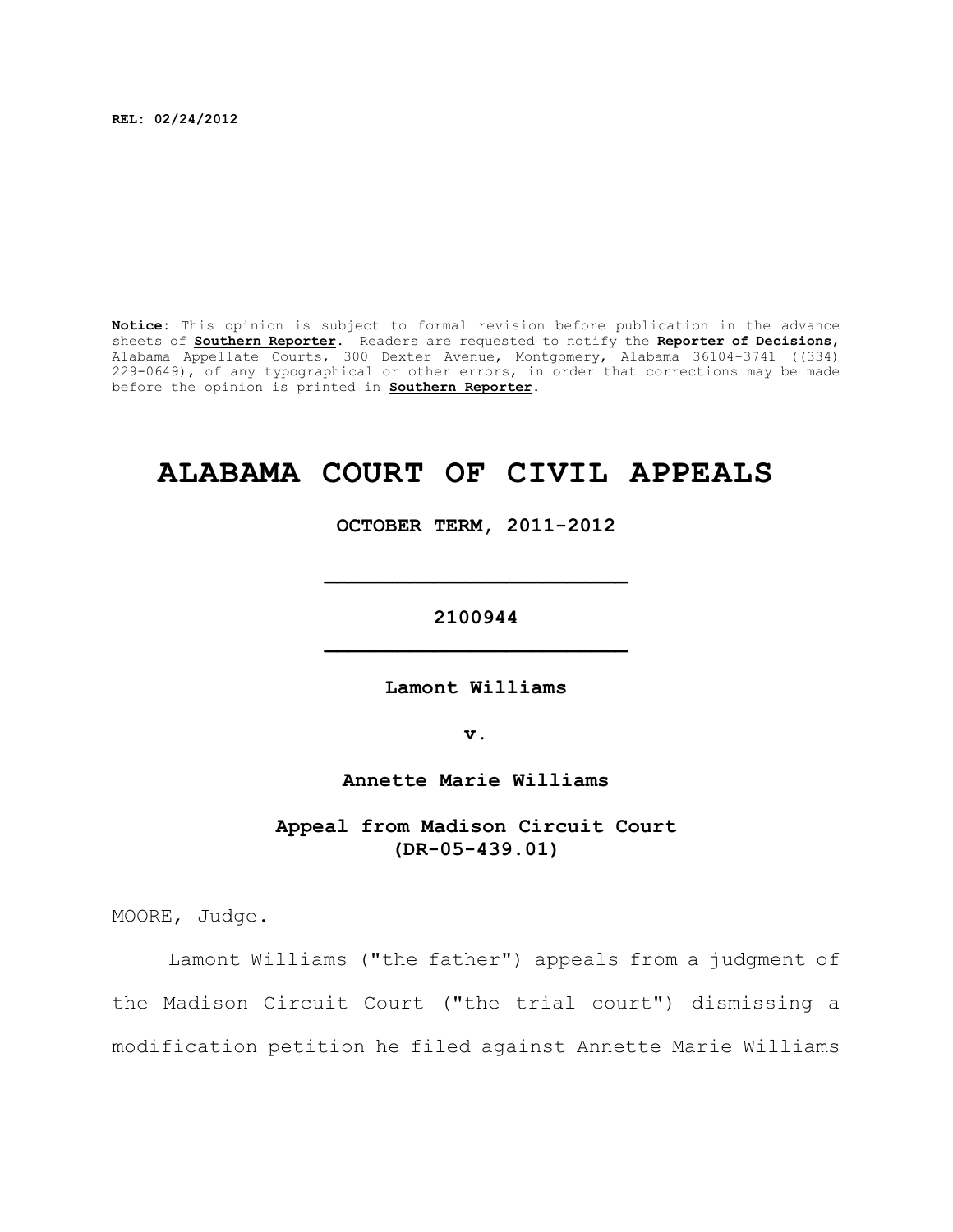**REL: 02/24/2012**

**Notice:** This opinion is subject to formal revision before publication in the advance sheets of **Southern Reporter**. Readers are requested to notify the **Reporter of Decisions**, Alabama Appellate Courts, 300 Dexter Avenue, Montgomery, Alabama 36104-3741 ((334) 229-0649), of any typographical or other errors, in order that corrections may be made before the opinion is printed in **Southern Reporter**.

# ALABAMA COURT OF CIVIL APPEALS

**OCTOBER TERM, 2011-2012**

---

**2100944**

---

**Lamont Williams**

**v.**

**Annette Marie Williams**

**Appeal from Madison Circuit Court (DR-05-439.01)**

MOORE, Judge.

Lamont Williams ("the father") appeals from a judgment of the Madison Circuit Court ("the trial court") dismissing a modification petition he filed against Annette Marie Williams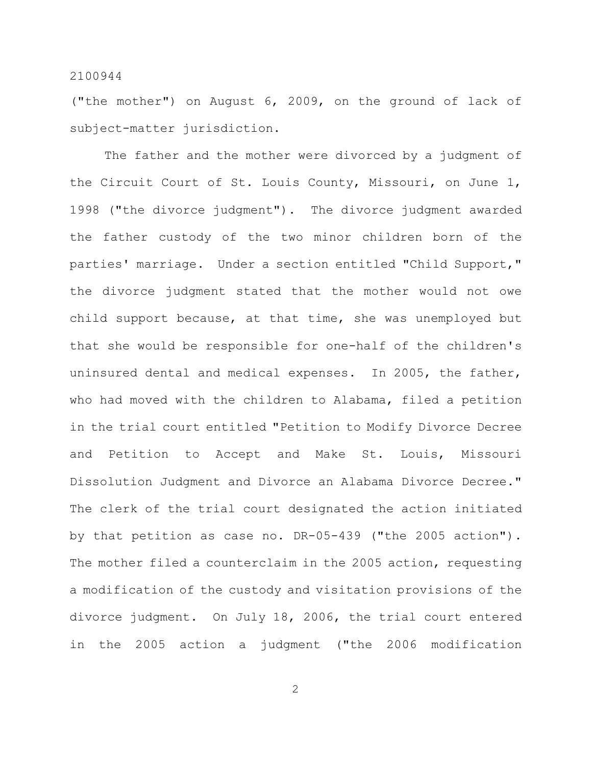("the mother") on August 6, 2009, on the ground of lack of subject-matter jurisdiction.

The father and the mother were divorced by a judgment of the Circuit Court of St. Louis County, Missouri, on June 1, 1998 ("the divorce judgment"). The divorce judgment awarded the father custody of the two minor children born of the parties' marriage. Under a section entitled "Child Support," the divorce judgment stated that the mother would not owe child support because, at that time, she was unemployed but that she would be responsible for one-half of the children's uninsured dental and medical expenses. In 2005, the father, who had moved with the children to Alabama, filed a petition in the trial court entitled "Petition to Modify Divorce Decree and Petition to Accept and Make St. Louis, Missouri Dissolution Judgment and Divorce an Alabama Divorce Decree." The clerk of the trial court designated the action initiated by that petition as case no. DR-05-439 ("the 2005 action"). The mother filed a counterclaim in the 2005 action, requesting a modification of the custody and visitation provisions of the divorce judgment. On July 18, 2006, the trial court entered in the 2005 action a judgment ("the 2006 modification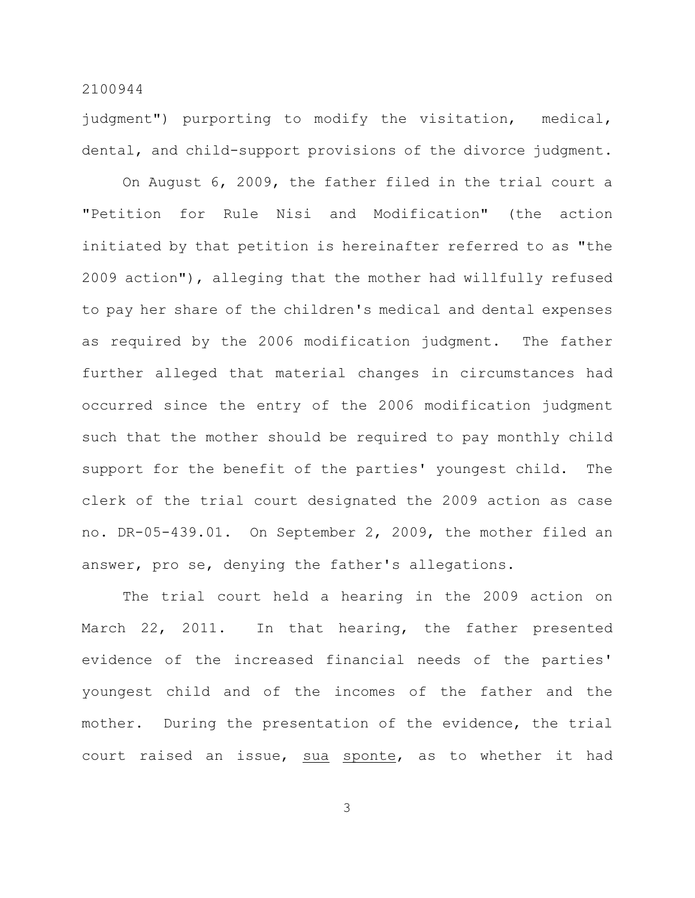judgment") purporting to modify the visitation, medical, dental, and child-support provisions of the divorce judgment.

On August 6, 2009, the father filed in the trial court a "Petition for Rule Nisi and Modification" (the action initiated by that petition is hereinafter referred to as "the 2009 action"), alleging that the mother had willfully refused to pay her share of the children's medical and dental expenses as required by the 2006 modification judgment. The father further alleged that material changes in circumstances had occurred since the entry of the 2006 modification judgment such that the mother should be required to pay monthly child support for the benefit of the parties' youngest child. The clerk of the trial court designated the 2009 action as case no. DR-05-439.01. On September 2, 2009, the mother filed an answer, pro se, denying the father's allegations.

The trial court held a hearing in the 2009 action on March 22, 2011. In that hearing, the father presented evidence of the increased financial needs of the parties' youngest child and of the incomes of the father and the mother. During the presentation of the evidence, the trial court raised an issue, sua sponte, as to whether it had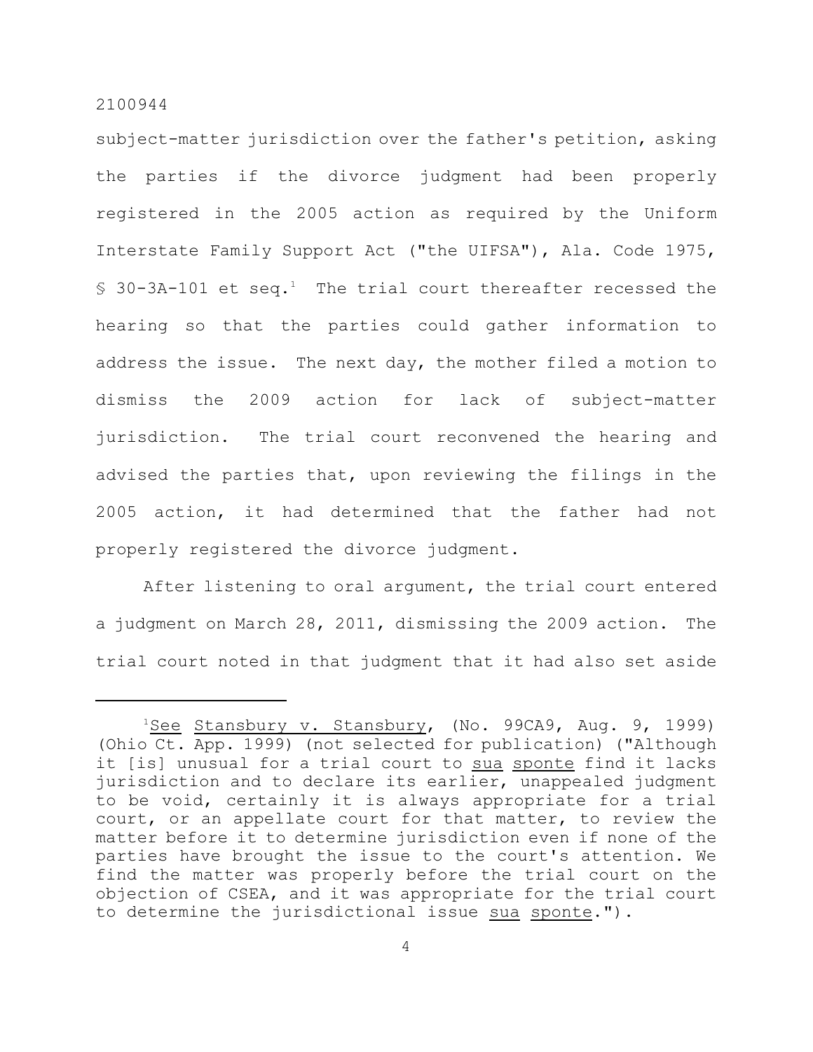subject-matter jurisdiction over the father's petition, asking the parties if the divorce judgment had been properly registered in the 2005 action as required by the Uniform Interstate Family Support Act ("the UIFSA"), Ala. Code 1975, § 30-3A-101 et seq.[1] The trial court thereafter recessed the hearing so that the parties could gather information to address the issue. The next day, the mother filed a motion to dismiss the 2009 action for lack of subject-matter jurisdiction. The trial court reconvened the hearing and advised the parties that, upon reviewing the filings in the 2005 action, it had determined that the father had not properly registered the divorce judgment.

After listening to oral argument, the trial court entered a judgment on March 28, 2011, dismissing the 2009 action. The trial court noted in that judgment that it had also set aside

---

[1]See Stansbury v. Stansbury, (No. 99CA9, Aug. 9, 1999) (Ohio Ct. App. 1999) (not selected for publication) ("Although it [is] unusual for a trial court to sua sponte find it lacks jurisdiction and to declare its earlier, unappealed judgment to be void, certainly it is always appropriate for a trial court, or an appellate court for that matter, to review the matter before it to determine jurisdiction even if none of the parties have brought the issue to the court's attention. We find the matter was properly before the trial court on the objection of CSEA, and it was appropriate for the trial court to determine the jurisdictional issue sua sponte.").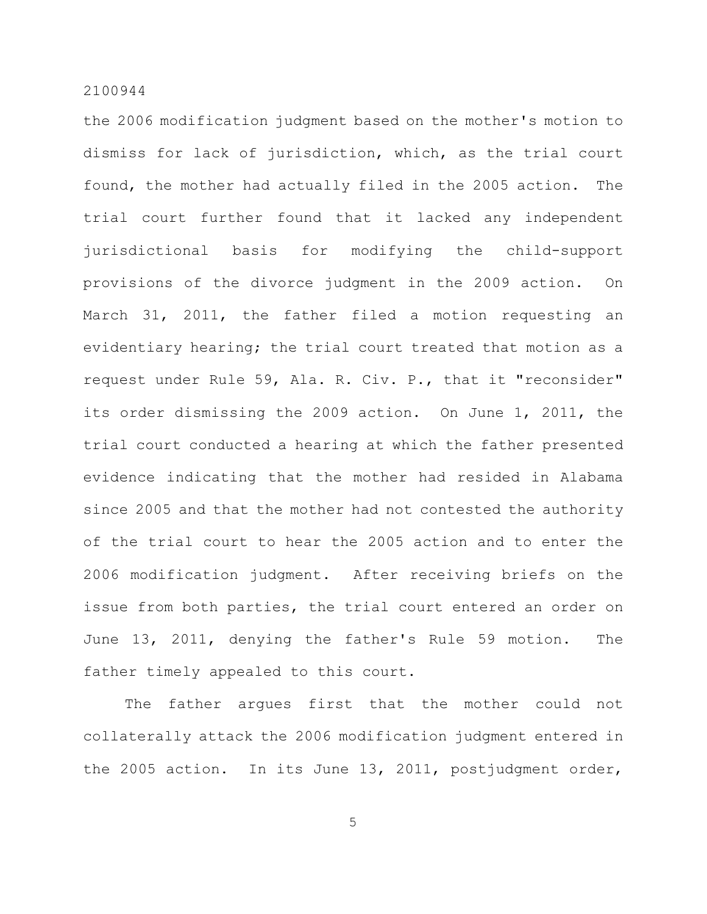the 2006 modification judgment based on the mother's motion to dismiss for lack of jurisdiction, which, as the trial court found, the mother had actually filed in the 2005 action. The trial court further found that it lacked any independent jurisdictional basis for modifying the child-support provisions of the divorce judgment in the 2009 action. On March 31, 2011, the father filed a motion requesting an evidentiary hearing; the trial court treated that motion as a request under Rule 59, Ala. R. Civ. P., that it "reconsider" its order dismissing the 2009 action. On June 1, 2011, the trial court conducted a hearing at which the father presented evidence indicating that the mother had resided in Alabama since 2005 and that the mother had not contested the authority of the trial court to hear the 2005 action and to enter the 2006 modification judgment. After receiving briefs on the issue from both parties, the trial court entered an order on June 13, 2011, denying the father's Rule 59 motion. The father timely appealed to this court.

The father argues first that the mother could not collaterally attack the 2006 modification judgment entered in the 2005 action. In its June 13, 2011, postjudgment order,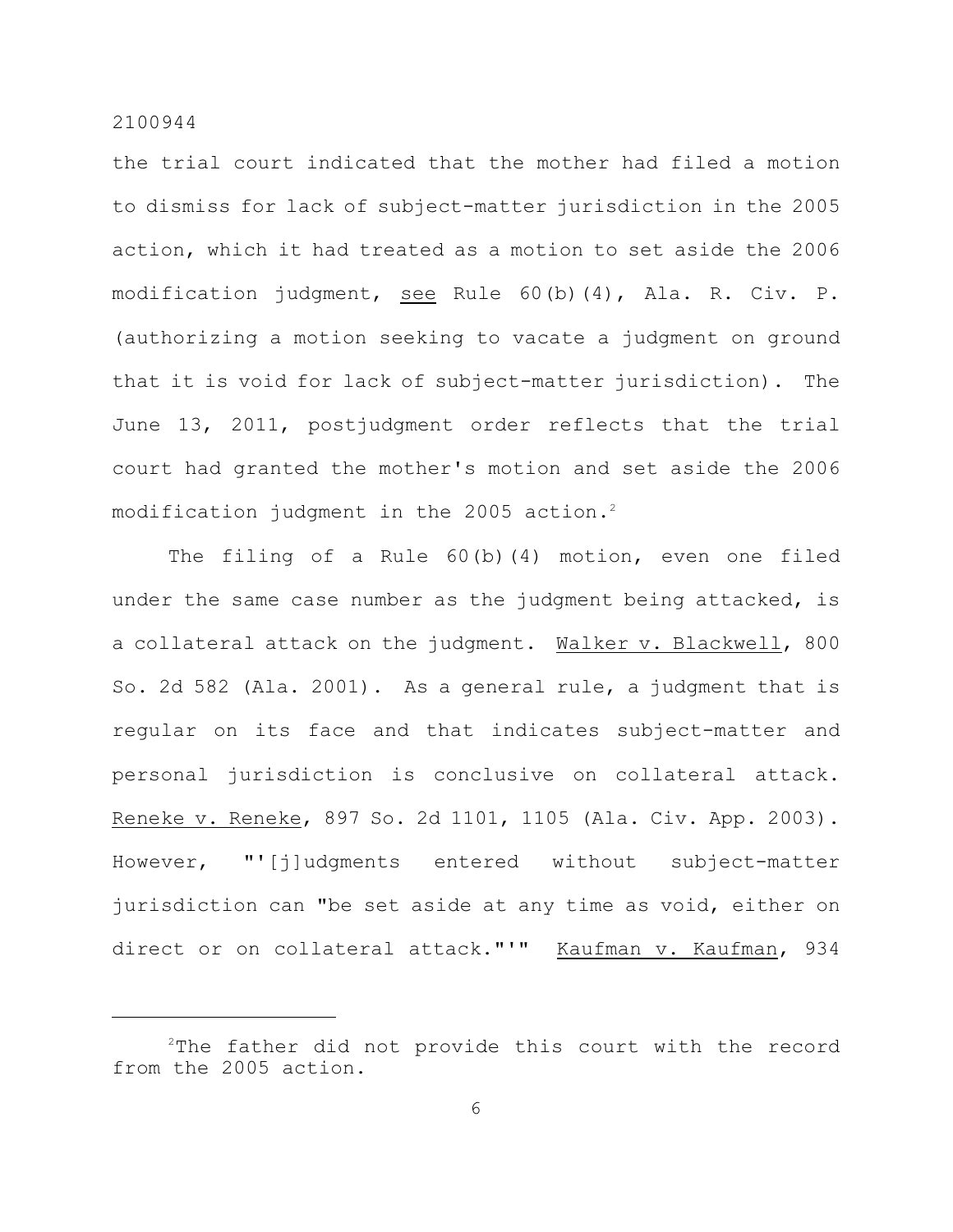the trial court indicated that the mother had filed a motion to dismiss for lack of subject-matter jurisdiction in the 2005 action, which it had treated as a motion to set aside the 2006 modification judgment, see Rule 60(b)(4), Ala. R. Civ. P. (authorizing a motion seeking to vacate a judgment on ground that it is void for lack of subject-matter jurisdiction). The June 13, 2011, postjudgment order reflects that the trial court had granted the mother's motion and set aside the 2006 modification judgment in the 2005 action.[2]

The filing of a Rule 60(b)(4) motion, even one filed under the same case number as the judgment being attacked, is a collateral attack on the judgment. Walker v. Blackwell, 800 So. 2d 582 (Ala. 2001). As a general rule, a judgment that is regular on its face and that indicates subject-matter and personal jurisdiction is conclusive on collateral attack. Reneke v. Reneke, 897 So. 2d 1101, 1105 (Ala. Civ. App. 2003). However, "'[j]udgments entered without subject-matter jurisdiction can "be set aside at any time as void, either on direct or on collateral attack."'" Kaufman v. Kaufman, 934

---

[2]The father did not provide this court with the record from the 2005 action.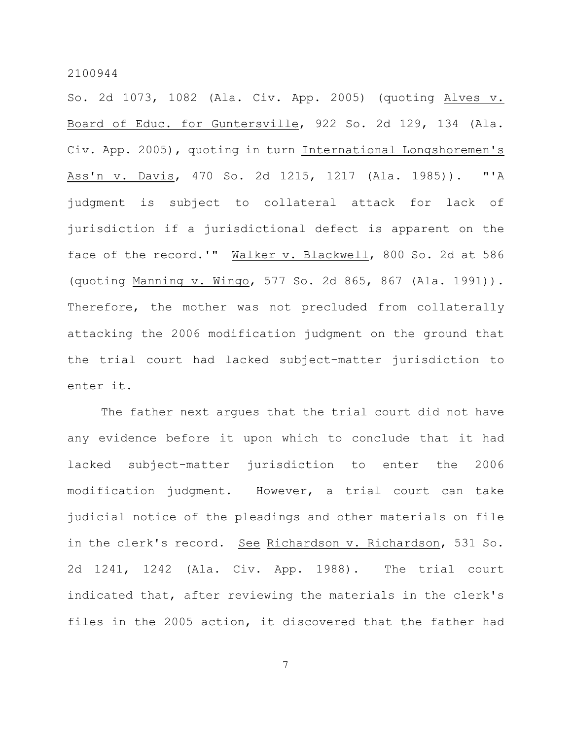So. 2d 1073, 1082 (Ala. Civ. App. 2005) (quoting Alves v. Board of Educ. for Guntersville, 922 So. 2d 129, 134 (Ala. Civ. App. 2005), quoting in turn International Longshoremen's Ass'n v. Davis, 470 So. 2d 1215, 1217 (Ala. 1985)). "'A judgment is subject to collateral attack for lack of jurisdiction if a jurisdictional defect is apparent on the face of the record.'" Walker v. Blackwell, 800 So. 2d at 586 (quoting Manning v. Wingo, 577 So. 2d 865, 867 (Ala. 1991)). Therefore, the mother was not precluded from collaterally attacking the 2006 modification judgment on the ground that the trial court had lacked subject-matter jurisdiction to enter it.

The father next argues that the trial court did not have any evidence before it upon which to conclude that it had lacked subject-matter jurisdiction to enter the 2006 modification judgment. However, a trial court can take judicial notice of the pleadings and other materials on file in the clerk's record. See Richardson v. Richardson, 531 So. 2d 1241, 1242 (Ala. Civ. App. 1988). The trial court indicated that, after reviewing the materials in the clerk's files in the 2005 action, it discovered that the father had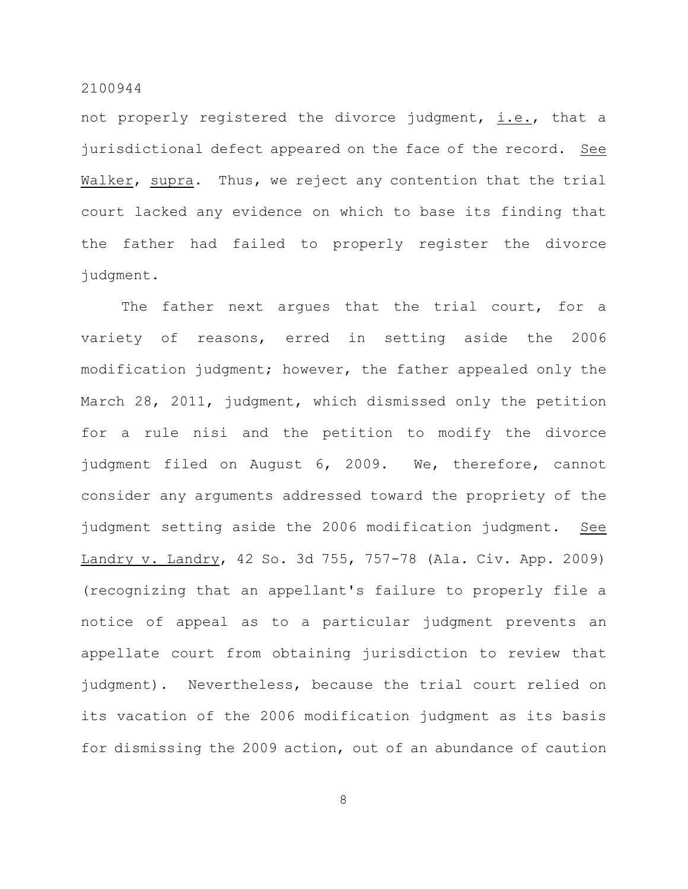not properly registered the divorce judgment, i.e., that a jurisdictional defect appeared on the face of the record. See Walker, supra. Thus, we reject any contention that the trial court lacked any evidence on which to base its finding that the father had failed to properly register the divorce judgment.

The father next argues that the trial court, for a variety of reasons, erred in setting aside the 2006 modification judgment; however, the father appealed only the March 28, 2011, judgment, which dismissed only the petition for a rule nisi and the petition to modify the divorce judgment filed on August 6, 2009. We, therefore, cannot consider any arguments addressed toward the propriety of the judgment setting aside the 2006 modification judgment. See Landry v. Landry, 42 So. 3d 755, 757-78 (Ala. Civ. App. 2009) (recognizing that an appellant's failure to properly file a notice of appeal as to a particular judgment prevents an appellate court from obtaining jurisdiction to review that judgment). Nevertheless, because the trial court relied on its vacation of the 2006 modification judgment as its basis for dismissing the 2009 action, out of an abundance of caution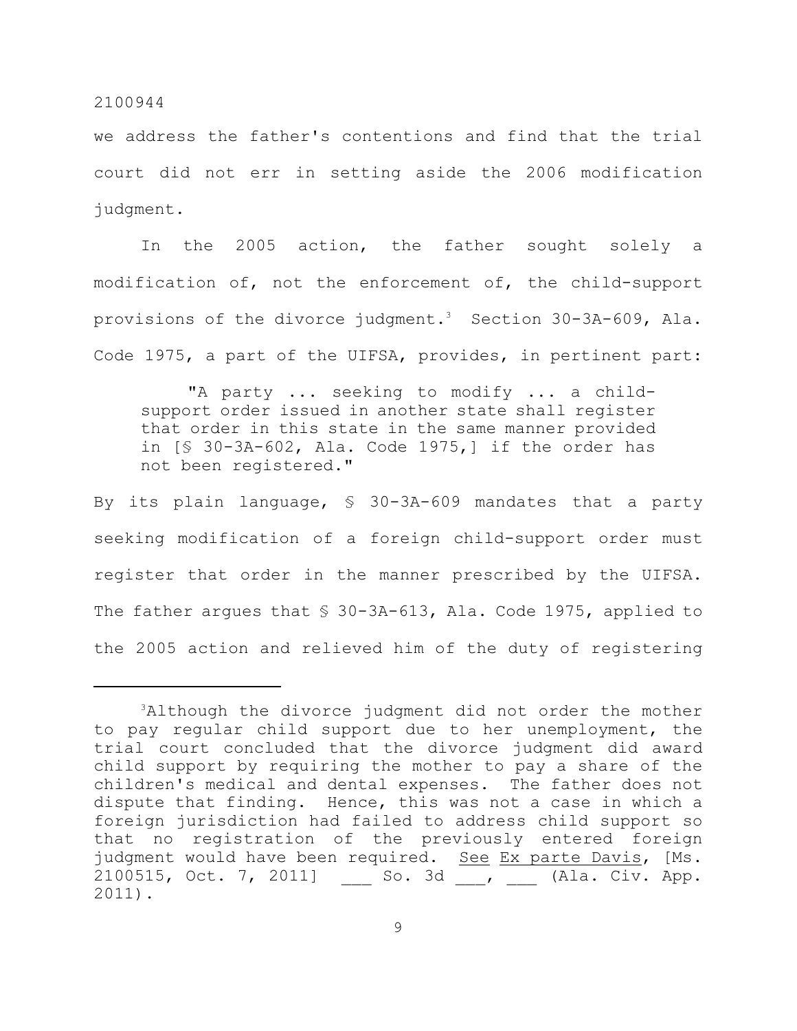we address the father's contentions and find that the trial court did not err in setting aside the 2006 modification judgment.

In the 2005 action, the father sought solely a modification of, not the enforcement of, the child-support provisions of the divorce judgment.[3] Section 30-3A-609, Ala. Code 1975, a part of the UIFSA, provides, in pertinent part:

> "A party ... seeking to modify ... a child-support order issued in another state shall register that order in this state in the same manner provided in [§ 30-3A-602, Ala. Code 1975,] if the order has not been registered."

By its plain language, § 30-3A-609 mandates that a party seeking modification of a foreign child-support order must register that order in the manner prescribed by the UIFSA. The father argues that § 30-3A-613, Ala. Code 1975, applied to the 2005 action and relieved him of the duty of registering

---

[3]Although the divorce judgment did not order the mother to pay regular child support due to her unemployment, the trial court concluded that the divorce judgment did award child support by requiring the mother to pay a share of the children's medical and dental expenses. The father does not dispute that finding. Hence, this was not a case in which a foreign jurisdiction had failed to address child support so that no registration of the previously entered foreign judgment would have been required. See Ex parte Davis, [Ms. 2100515, Oct. 7, 2011] ___ So. 3d ___, ___ (Ala. Civ. App. 2011).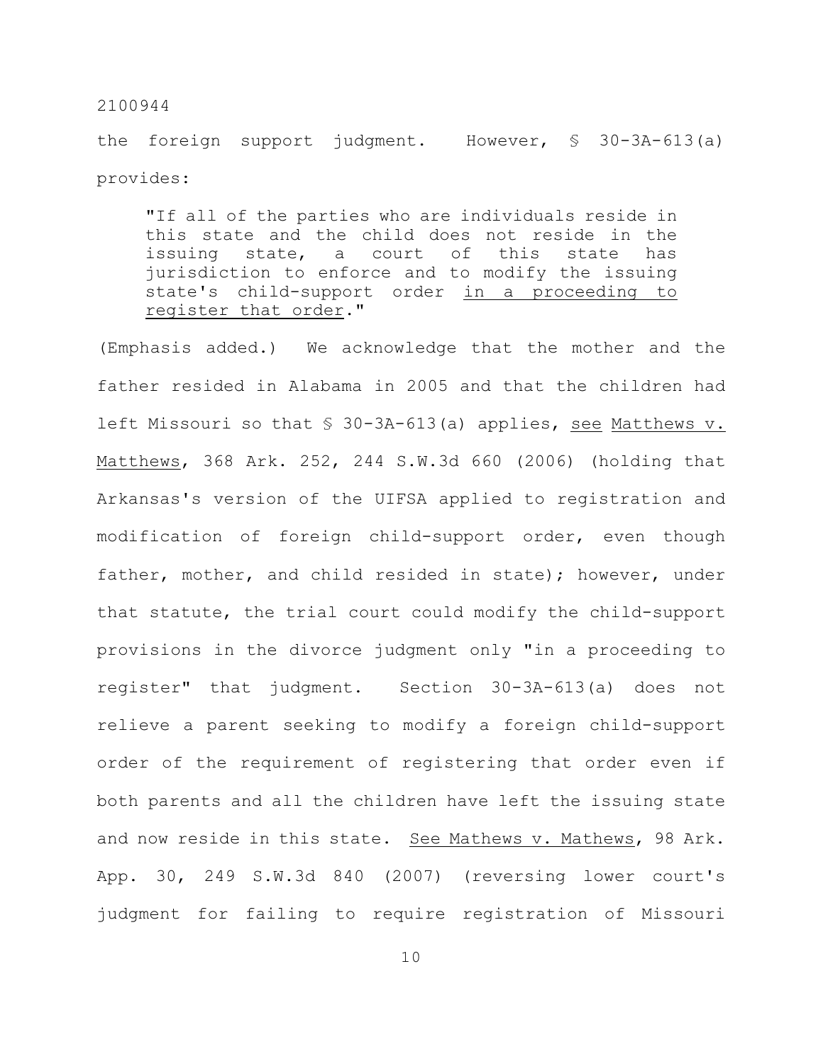the foreign support judgment. However, § 30-3A-613(a) provides:

> "If all of the parties who are individuals reside in this state and the child does not reside in the issuing state, a court of this state has jurisdiction to enforce and to modify the issuing state's child-support order <u>in a proceeding to register that order</u>."

(Emphasis added.) We acknowledge that the mother and the father resided in Alabama in 2005 and that the children had left Missouri so that § 30-3A-613(a) applies, <u>see</u> <u>Matthews v. Matthews</u>, 368 Ark. 252, 244 S.W.3d 660 (2006) (holding that Arkansas's version of the UIFSA applied to registration and modification of foreign child-support order, even though father, mother, and child resided in state); however, under that statute, the trial court could modify the child-support provisions in the divorce judgment only "in a proceeding to register" that judgment. Section 30-3A-613(a) does not relieve a parent seeking to modify a foreign child-support order of the requirement of registering that order even if both parents and all the children have left the issuing state and now reside in this state. <u>See Mathews v. Mathews</u>, 98 Ark. App. 30, 249 S.W.3d 840 (2007) (reversing lower court's judgment for failing to require registration of Missouri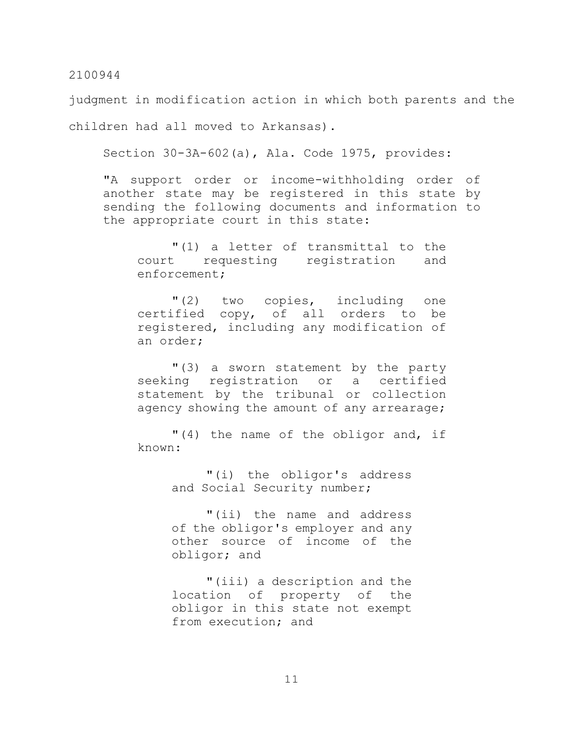judgment in modification action in which both parents and the children had all moved to Arkansas).

Section 30-3A-602(a), Ala. Code 1975, provides:

> "A support order or income-withholding order of another state may be registered in this state by sending the following documents and information to the appropriate court in this state:
>
> "(1) a letter of transmittal to the court requesting registration and enforcement;
>
> "(2) two copies, including one certified copy, of all orders to be registered, including any modification of an order;
>
> "(3) a sworn statement by the party seeking registration or a certified statement by the tribunal or collection agency showing the amount of any arrearage;
>
> "(4) the name of the obligor and, if known:
>
> "(i) the obligor's address and Social Security number;
>
> "(ii) the name and address of the obligor's employer and any other source of income of the obligor; and
>
> "(iii) a description and the location of property of the obligor in this state not exempt from execution; and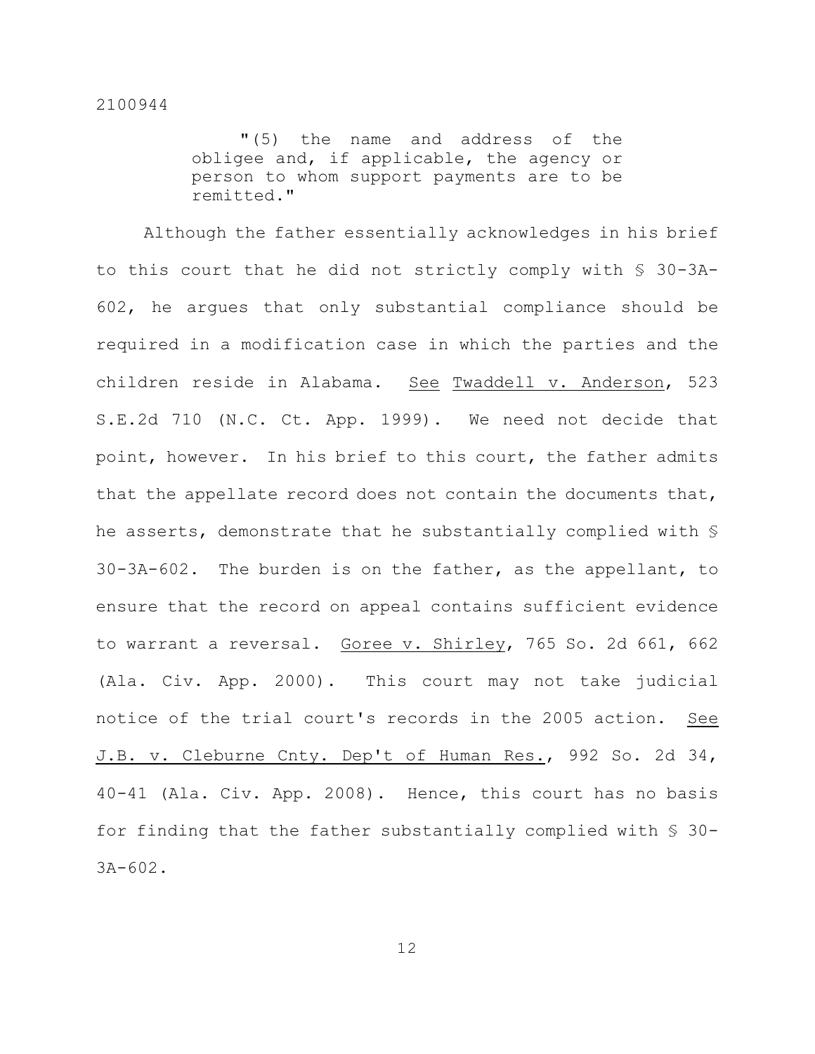"(5) the name and address of the obligee and, if applicable, the agency or person to whom support payments are to be remitted."

Although the father essentially acknowledges in his brief to this court that he did not strictly comply with § 30-3A-602, he argues that only substantial compliance should be required in a modification case in which the parties and the children reside in Alabama. See Twaddell v. Anderson, 523 S.E.2d 710 (N.C. Ct. App. 1999). We need not decide that point, however. In his brief to this court, the father admits that the appellate record does not contain the documents that, he asserts, demonstrate that he substantially complied with § 30-3A-602. The burden is on the father, as the appellant, to ensure that the record on appeal contains sufficient evidence to warrant a reversal. Goree v. Shirley, 765 So. 2d 661, 662 (Ala. Civ. App. 2000). This court may not take judicial notice of the trial court's records in the 2005 action. See J.B. v. Cleburne Cnty. Dep't of Human Res., 992 So. 2d 34, 40-41 (Ala. Civ. App. 2008). Hence, this court has no basis for finding that the father substantially complied with § 30-3A-602.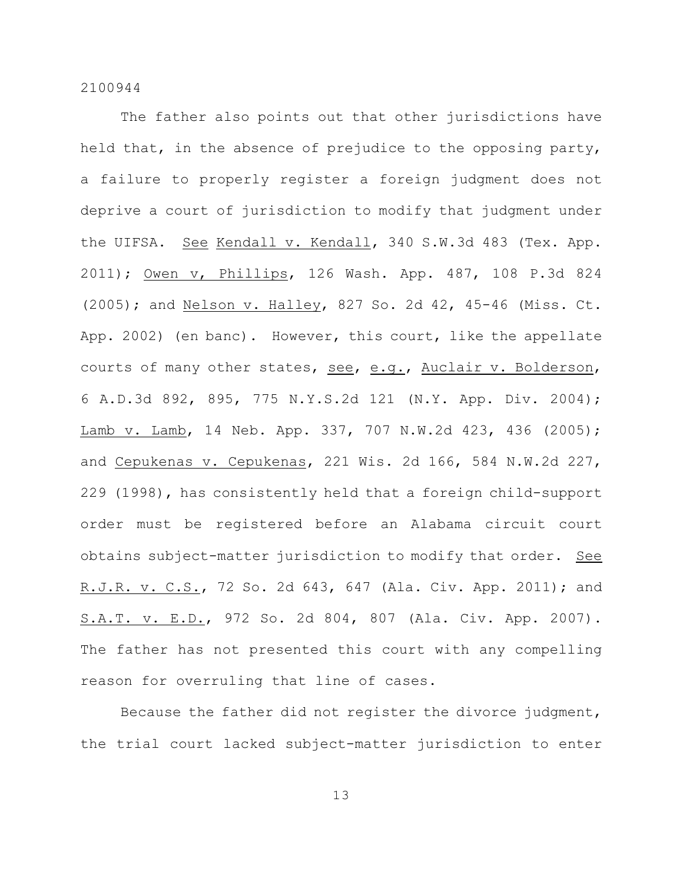The father also points out that other jurisdictions have held that, in the absence of prejudice to the opposing party, a failure to properly register a foreign judgment does not deprive a court of jurisdiction to modify that judgment under the UIFSA. See Kendall v. Kendall, 340 S.W.3d 483 (Tex. App. 2011); Owen v, Phillips, 126 Wash. App. 487, 108 P.3d 824 (2005); and Nelson v. Halley, 827 So. 2d 42, 45-46 (Miss. Ct. App. 2002) (en banc). However, this court, like the appellate courts of many other states, see, e.g., Auclair v. Bolderson, 6 A.D.3d 892, 895, 775 N.Y.S.2d 121 (N.Y. App. Div. 2004); Lamb v. Lamb, 14 Neb. App. 337, 707 N.W.2d 423, 436 (2005); and Cepukenas v. Cepukenas, 221 Wis. 2d 166, 584 N.W.2d 227, 229 (1998), has consistently held that a foreign child-support order must be registered before an Alabama circuit court obtains subject-matter jurisdiction to modify that order. See R.J.R. v. C.S., 72 So. 2d 643, 647 (Ala. Civ. App. 2011); and S.A.T. v. E.D., 972 So. 2d 804, 807 (Ala. Civ. App. 2007). The father has not presented this court with any compelling reason for overruling that line of cases.

Because the father did not register the divorce judgment, the trial court lacked subject-matter jurisdiction to enter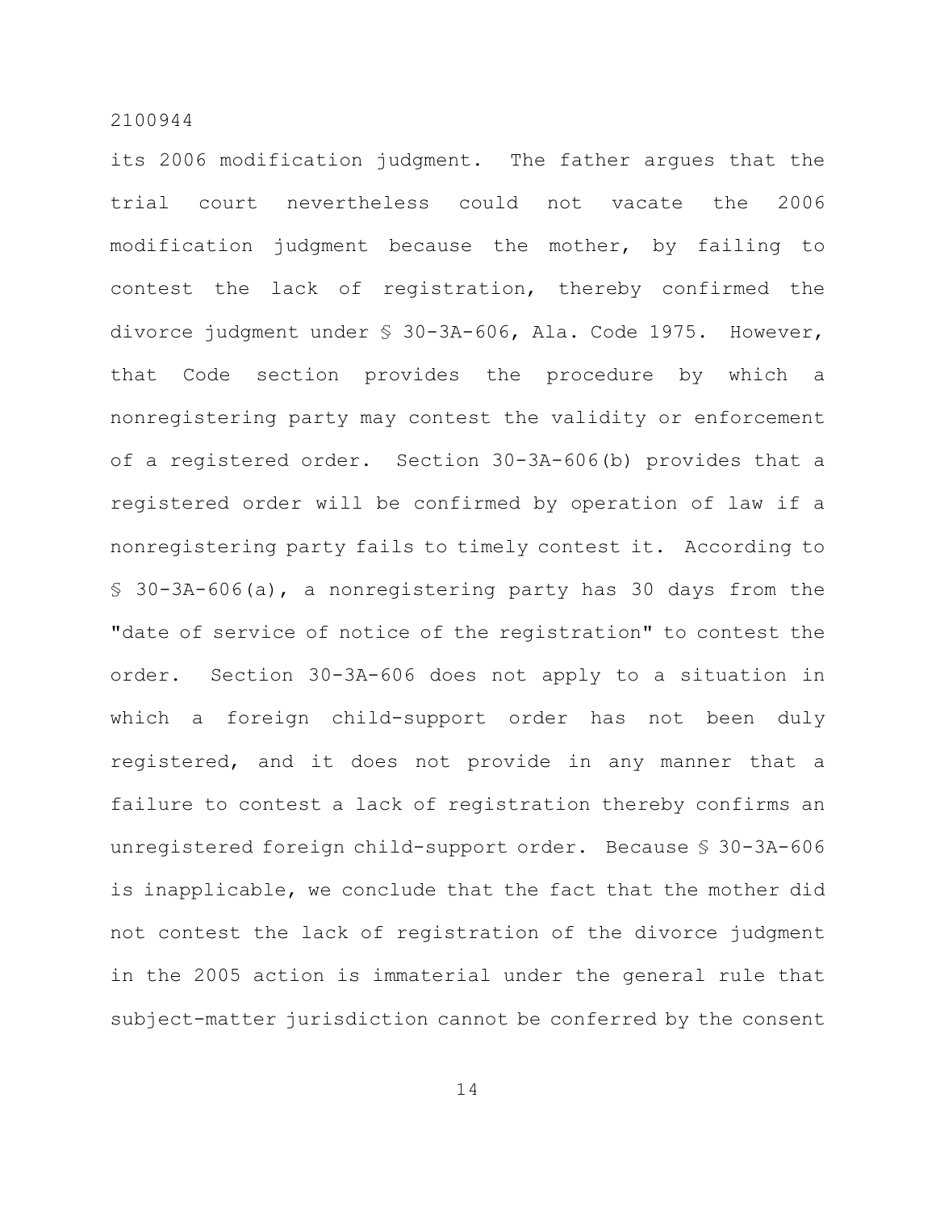its 2006 modification judgment. The father argues that the trial court nevertheless could not vacate the 2006 modification judgment because the mother, by failing to contest the lack of registration, thereby confirmed the divorce judgment under § 30-3A-606, Ala. Code 1975. However, that Code section provides the procedure by which a nonregistering party may contest the validity or enforcement of a registered order. Section 30-3A-606(b) provides that a registered order will be confirmed by operation of law if a nonregistering party fails to timely contest it. According to § 30-3A-606(a), a nonregistering party has 30 days from the "date of service of notice of the registration" to contest the order. Section 30-3A-606 does not apply to a situation in which a foreign child-support order has not been duly registered, and it does not provide in any manner that a failure to contest a lack of registration thereby confirms an unregistered foreign child-support order. Because § 30-3A-606 is inapplicable, we conclude that the fact that the mother did not contest the lack of registration of the divorce judgment in the 2005 action is immaterial under the general rule that subject-matter jurisdiction cannot be conferred by the consent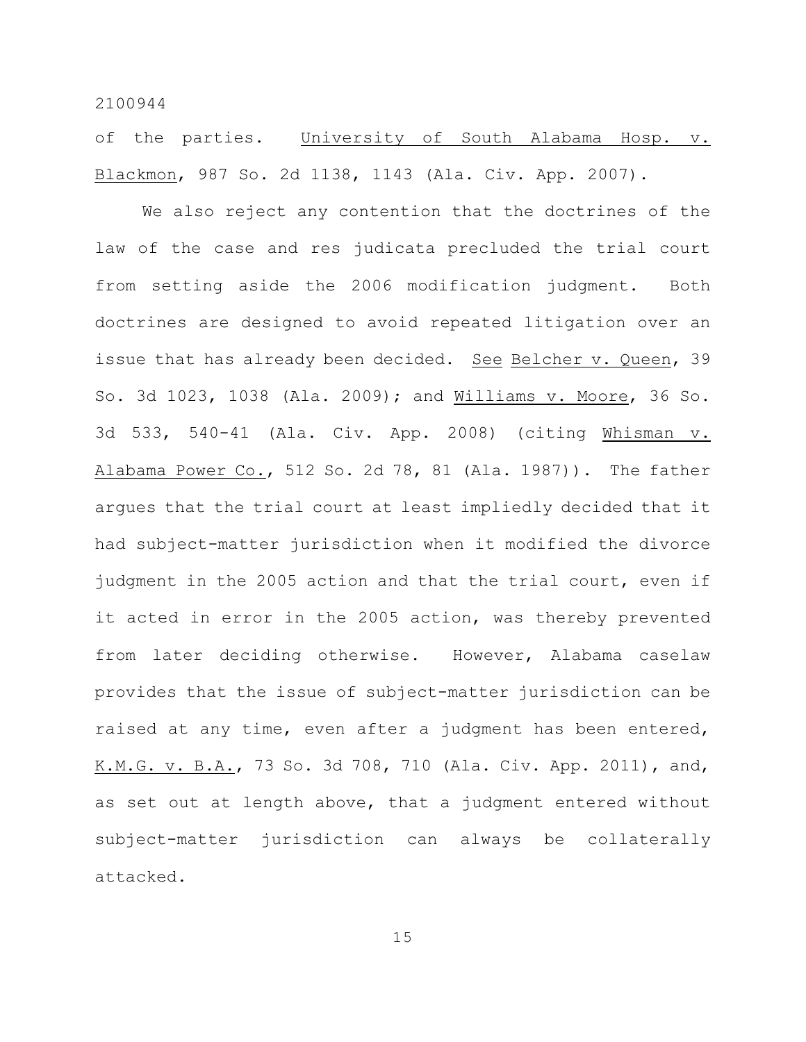of the parties. University of South Alabama Hosp. v. Blackmon, 987 So. 2d 1138, 1143 (Ala. Civ. App. 2007).

We also reject any contention that the doctrines of the law of the case and res judicata precluded the trial court from setting aside the 2006 modification judgment. Both doctrines are designed to avoid repeated litigation over an issue that has already been decided. See Belcher v. Queen, 39 So. 3d 1023, 1038 (Ala. 2009); and Williams v. Moore, 36 So. 3d 533, 540-41 (Ala. Civ. App. 2008) (citing Whisman v. Alabama Power Co., 512 So. 2d 78, 81 (Ala. 1987)). The father argues that the trial court at least impliedly decided that it had subject-matter jurisdiction when it modified the divorce judgment in the 2005 action and that the trial court, even if it acted in error in the 2005 action, was thereby prevented from later deciding otherwise. However, Alabama caselaw provides that the issue of subject-matter jurisdiction can be raised at any time, even after a judgment has been entered, K.M.G. v. B.A., 73 So. 3d 708, 710 (Ala. Civ. App. 2011), and, as set out at length above, that a judgment entered without subject-matter jurisdiction can always be collaterally attacked.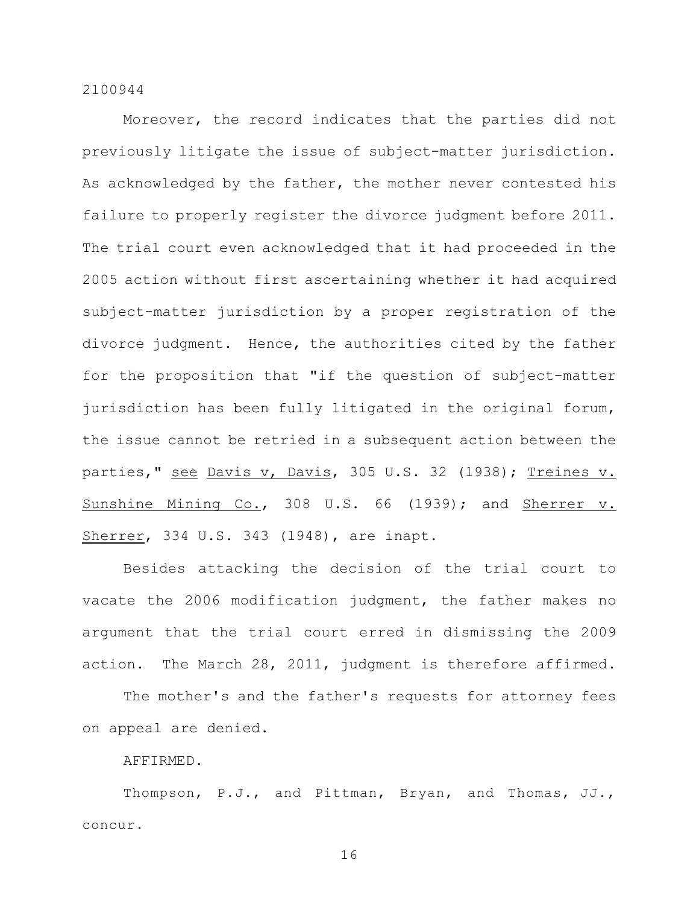Moreover, the record indicates that the parties did not previously litigate the issue of subject-matter jurisdiction. As acknowledged by the father, the mother never contested his failure to properly register the divorce judgment before 2011. The trial court even acknowledged that it had proceeded in the 2005 action without first ascertaining whether it had acquired subject-matter jurisdiction by a proper registration of the divorce judgment. Hence, the authorities cited by the father for the proposition that "if the question of subject-matter jurisdiction has been fully litigated in the original forum, the issue cannot be retried in a subsequent action between the parties," see Davis v, Davis, 305 U.S. 32 (1938); Treines v. Sunshine Mining Co., 308 U.S. 66 (1939); and Sherrer v. Sherrer, 334 U.S. 343 (1948), are inapt.

Besides attacking the decision of the trial court to vacate the 2006 modification judgment, the father makes no argument that the trial court erred in dismissing the 2009 action. The March 28, 2011, judgment is therefore affirmed.

The mother's and the father's requests for attorney fees on appeal are denied.

AFFIRMED.

Thompson, P.J., and Pittman, Bryan, and Thomas, JJ., concur.